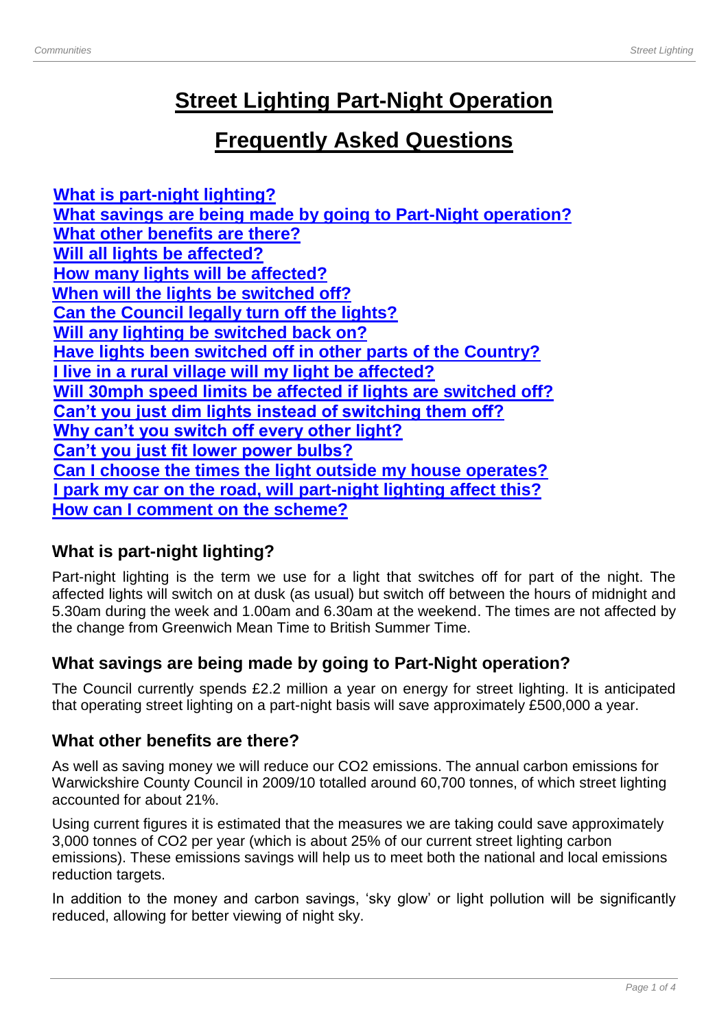# Street Lighting Part-Night Operation

# Frequently Asked Questions

[What is part-night lighting?](#what-is-part-night-lighting)
[What savings are being made by going to Part-Night operation?](#what-savings-are-being-made-by-going-to-part-night-operation)
[What other benefits are there?](#what-other-benefits-are-there)
[Will all lights be affected?](#will-all-lights-be-affected)
[How many lights will be affected?](#how-many-lights-will-be-affected)
[When will the lights be switched off?](#when-will-the-lights-be-switched-off)
[Can the Council legally turn off the lights?](#can-the-council-legally-turn-off-the-lights)
[Will any lighting be switched back on?](#will-any-lighting-be-switched-back-on)
[Have lights been switched off in other parts of the Country?](#have-lights-been-switched-off-in-other-parts-of-the-country)
[I live in a rural village will my light be affected?](#i-live-in-a-rural-village-will-my-light-be-affected)
[Will 30mph speed limits be affected if lights are switched off?](#will-30mph-speed-limits-be-affected-if-lights-are-switched-off)
[Can't you just dim lights instead of switching them off?](#cant-you-just-dim-lights-instead-of-switching-them-off)
[Why can't you switch off every other light?](#why-cant-you-switch-off-every-other-light)
[Can't you just fit lower power bulbs?](#cant-you-just-fit-lower-power-bulbs)
[Can I choose the times the light outside my house operates?](#can-i-choose-the-times-the-light-outside-my-house-operates)
[I park my car on the road, will part-night lighting affect this?](#i-park-my-car-on-the-road-will-part-night-lighting-affect-this)
[How can I comment on the scheme?](#how-can-i-comment-on-the-scheme)

### What is part-night lighting?

Part-night lighting is the term we use for a light that switches off for part of the night. The affected lights will switch on at dusk (as usual) but switch off between the hours of midnight and 5.30am during the week and 1.00am and 6.30am at the weekend. The times are not affected by the change from Greenwich Mean Time to British Summer Time.

### What savings are being made by going to Part-Night operation?

The Council currently spends £2.2 million a year on energy for street lighting. It is anticipated that operating street lighting on a part-night basis will save approximately £500,000 a year.

### What other benefits are there?

As well as saving money we will reduce our $CO_2$ emissions. The annual carbon emissions for Warwickshire County Council in 2009/10 totalled around 60,700 tonnes, of which street lighting accounted for about 21%.

Using current figures it is estimated that the measures we are taking could save approximately 3,000 tonnes of $CO_2$ per year (which is about 25% of our current street lighting carbon emissions). These emissions savings will help us to meet both the national and local emissions reduction targets.

In addition to the money and carbon savings, 'sky glow' or light pollution will be significantly reduced, allowing for better viewing of night sky.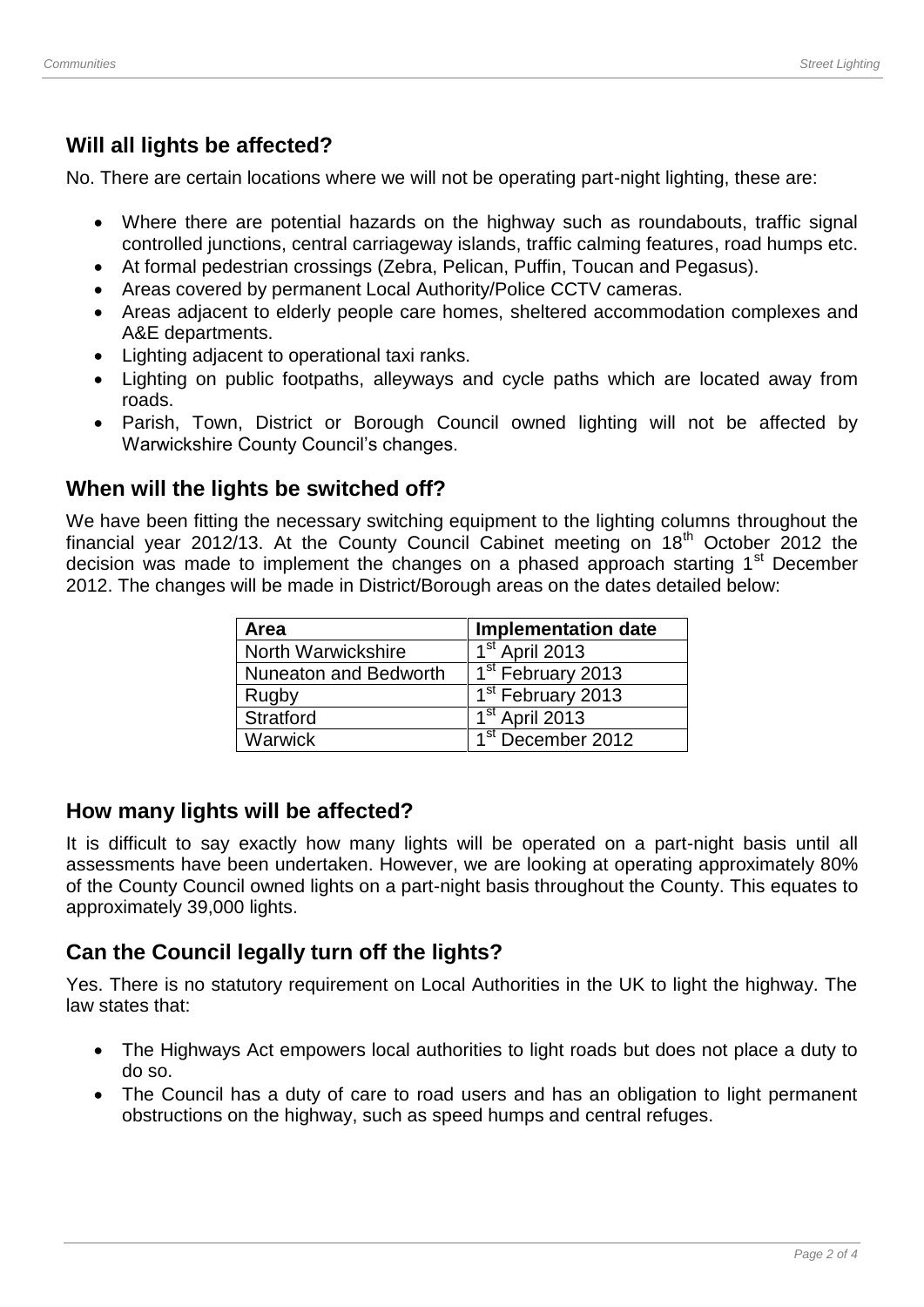## Will all lights be affected?

No. There are certain locations where we will not be operating part-night lighting, these are:

- Where there are potential hazards on the highway such as roundabouts, traffic signal controlled junctions, central carriageway islands, traffic calming features, road humps etc.
- At formal pedestrian crossings (Zebra, Pelican, Puffin, Toucan and Pegasus).
- Areas covered by permanent Local Authority/Police CCTV cameras.
- Areas adjacent to elderly people care homes, sheltered accommodation complexes and A&E departments.
- Lighting adjacent to operational taxi ranks.
- Lighting on public footpaths, alleyways and cycle paths which are located away from roads.
- Parish, Town, District or Borough Council owned lighting will not be affected by Warwickshire County Council's changes.

## When will the lights be switched off?

We have been fitting the necessary switching equipment to the lighting columns throughout the financial year 2012/13. At the County Council Cabinet meeting on 18th October 2012 the decision was made to implement the changes on a phased approach starting 1st December 2012. The changes will be made in District/Borough areas on the dates detailed below:

| Area | Implementation date |
|---|---|
| North Warwickshire | 1st April 2013 |
| Nuneaton and Bedworth | 1st February 2013 |
| Rugby | 1st February 2013 |
| Stratford | 1st April 2013 |
| Warwick | 1st December 2012 |

## How many lights will be affected?

It is difficult to say exactly how many lights will be operated on a part-night basis until all assessments have been undertaken. However, we are looking at operating approximately 80% of the County Council owned lights on a part-night basis throughout the County. This equates to approximately 39,000 lights.

## Can the Council legally turn off the lights?

Yes. There is no statutory requirement on Local Authorities in the UK to light the highway. The law states that:

- The Highways Act empowers local authorities to light roads but does not place a duty to do so.
- The Council has a duty of care to road users and has an obligation to light permanent obstructions on the highway, such as speed humps and central refuges.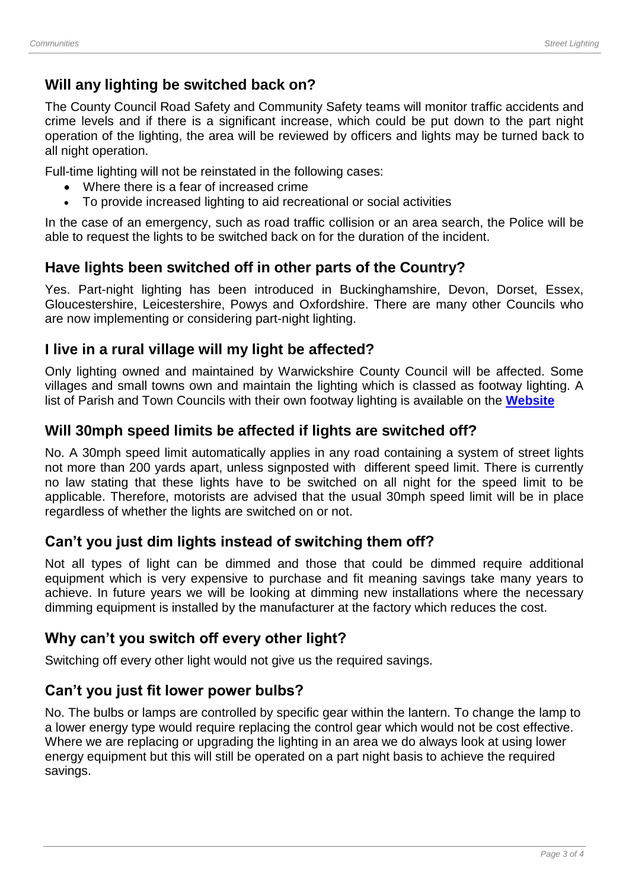## Will any lighting be switched back on?

The County Council Road Safety and Community Safety teams will monitor traffic accidents and crime levels and if there is a significant increase, which could be put down to the part night operation of the lighting, the area will be reviewed by officers and lights may be turned back to all night operation.

Full-time lighting will not be reinstated in the following cases:

- Where there is a fear of increased crime
- To provide increased lighting to aid recreational or social activities

In the case of an emergency, such as road traffic collision or an area search, the Police will be able to request the lights to be switched back on for the duration of the incident.

## Have lights been switched off in other parts of the Country?

Yes. Part-night lighting has been introduced in Buckinghamshire, Devon, Dorset, Essex, Gloucestershire, Leicestershire, Powys and Oxfordshire. There are many other Councils who are now implementing or considering part-night lighting.

## I live in a rural village will my light be affected?

Only lighting owned and maintained by Warwickshire County Council will be affected. Some villages and small towns own and maintain the lighting which is classed as footway lighting. A list of Parish and Town Councils with their own footway lighting is available on the **Website**

## Will 30mph speed limits be affected if lights are switched off?

No. A 30mph speed limit automatically applies in any road containing a system of street lights not more than 200 yards apart, unless signposted with different speed limit. There is currently no law stating that these lights have to be switched on all night for the speed limit to be applicable. Therefore, motorists are advised that the usual 30mph speed limit will be in place regardless of whether the lights are switched on or not.

## Can't you just dim lights instead of switching them off?

Not all types of light can be dimmed and those that could be dimmed require additional equipment which is very expensive to purchase and fit meaning savings take many years to achieve. In future years we will be looking at dimming new installations where the necessary dimming equipment is installed by the manufacturer at the factory which reduces the cost.

## Why can't you switch off every other light?

Switching off every other light would not give us the required savings.

## Can't you just fit lower power bulbs?

No. The bulbs or lamps are controlled by specific gear within the lantern. To change the lamp to a lower energy type would require replacing the control gear which would not be cost effective. Where we are replacing or upgrading the lighting in an area we do always look at using lower energy equipment but this will still be operated on a part night basis to achieve the required savings.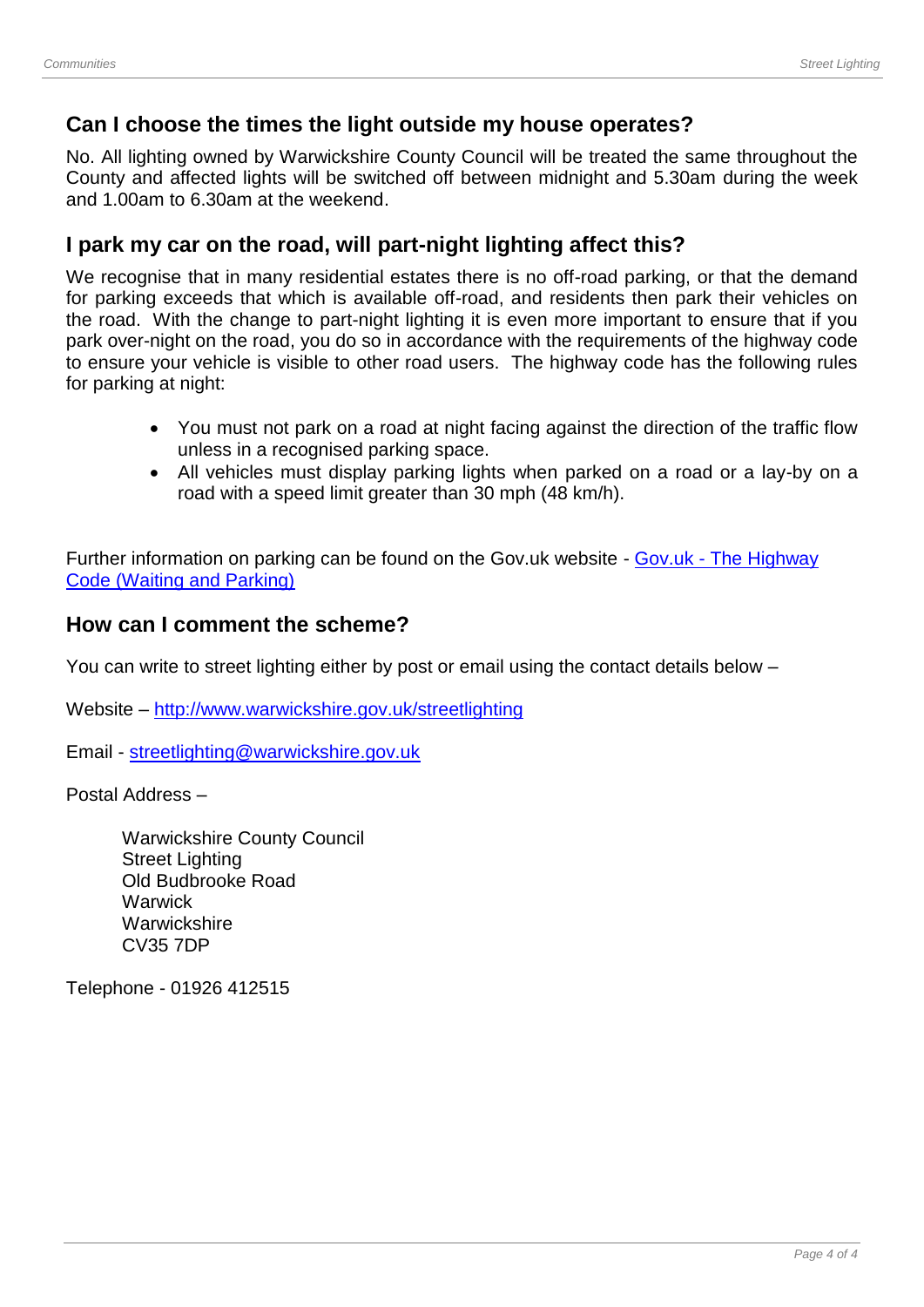## Can I choose the times the light outside my house operates?

No. All lighting owned by Warwickshire County Council will be treated the same throughout the County and affected lights will be switched off between midnight and 5.30am during the week and 1.00am to 6.30am at the weekend.

## I park my car on the road, will part-night lighting affect this?

We recognise that in many residential estates there is no off-road parking, or that the demand for parking exceeds that which is available off-road, and residents then park their vehicles on the road. With the change to part-night lighting it is even more important to ensure that if you park over-night on the road, you do so in accordance with the requirements of the highway code to ensure your vehicle is visible to other road users. The highway code has the following rules for parking at night:

- You must not park on a road at night facing against the direction of the traffic flow unless in a recognised parking space.
- All vehicles must display parking lights when parked on a road or a lay-by on a road with a speed limit greater than 30 mph (48 km/h).

Further information on parking can be found on the Gov.uk website - [Gov.uk - The Highway Code (Waiting and Parking)]()

## How can I comment the scheme?

You can write to street lighting either by post or email using the contact details below –

Website – [http://www.warwickshire.gov.uk/streetlighting](http://www.warwickshire.gov.uk/streetlighting)

Email - [streetlighting@warwickshire.gov.uk](mailto:streetlighting@warwickshire.gov.uk)

Postal Address –

Warwickshire County Council
Street Lighting
Old Budbrooke Road
Warwick
Warwickshire
CV35 7DP

Telephone - 01926 412515